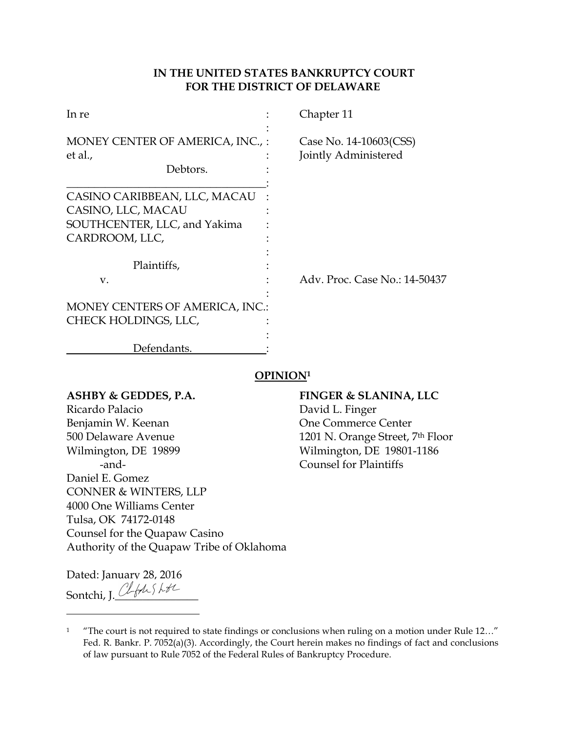**IN THE UNITED STATES BANKRUPTCY COURT**
**FOR THE DISTRICT OF DELAWARE**

| | | |
|---|---|---|
| In re | : | Chapter 11 |
| | : | |
| MONEY CENTER OF AMERICA, INC., et al., | : | Case No. 14-10603(CSS) Jointly Administered |
| Debtors. | : | |
| CASINO CARIBBEAN, LLC, MACAU CASINO, LLC, MACAU SOUTHCENTER, LLC, and Yakima CARDROOM, LLC, | : | |
| Plaintiffs, | : | |
| v. | : | Adv. Proc. Case No.: 14-50437 |
| MONEY CENTERS OF AMERICA, INC. CHECK HOLDINGS, LLC, | : | |
| Defendants. | : | |

## OPINION[1]

**ASHBY & GEDDES, P.A.**
Ricardo Palacio
Benjamin W. Keenan
500 Delaware Avenue
Wilmington, DE 19899
-and-
Daniel E. Gomez
CONNER & WINTERS, LLP
4000 One Williams Center
Tulsa, OK 74172-0148
Counsel for the Quapaw Casino
Authority of the Quapaw Tribe of Oklahoma

**FINGER & SLANINA, LLC**
David L. Finger
One Commerce Center
1201 N. Orange Street, 7th Floor
Wilmington, DE 19801-1186
Counsel for Plaintiffs

Dated: January 28, 2016
Sontchi, J.

[1] "The court is not required to state findings or conclusions when ruling on a motion under Rule 12…" Fed. R. Bankr. P. 7052(a)(3). Accordingly, the Court herein makes no findings of fact and conclusions of law pursuant to Rule 7052 of the Federal Rules of Bankruptcy Procedure.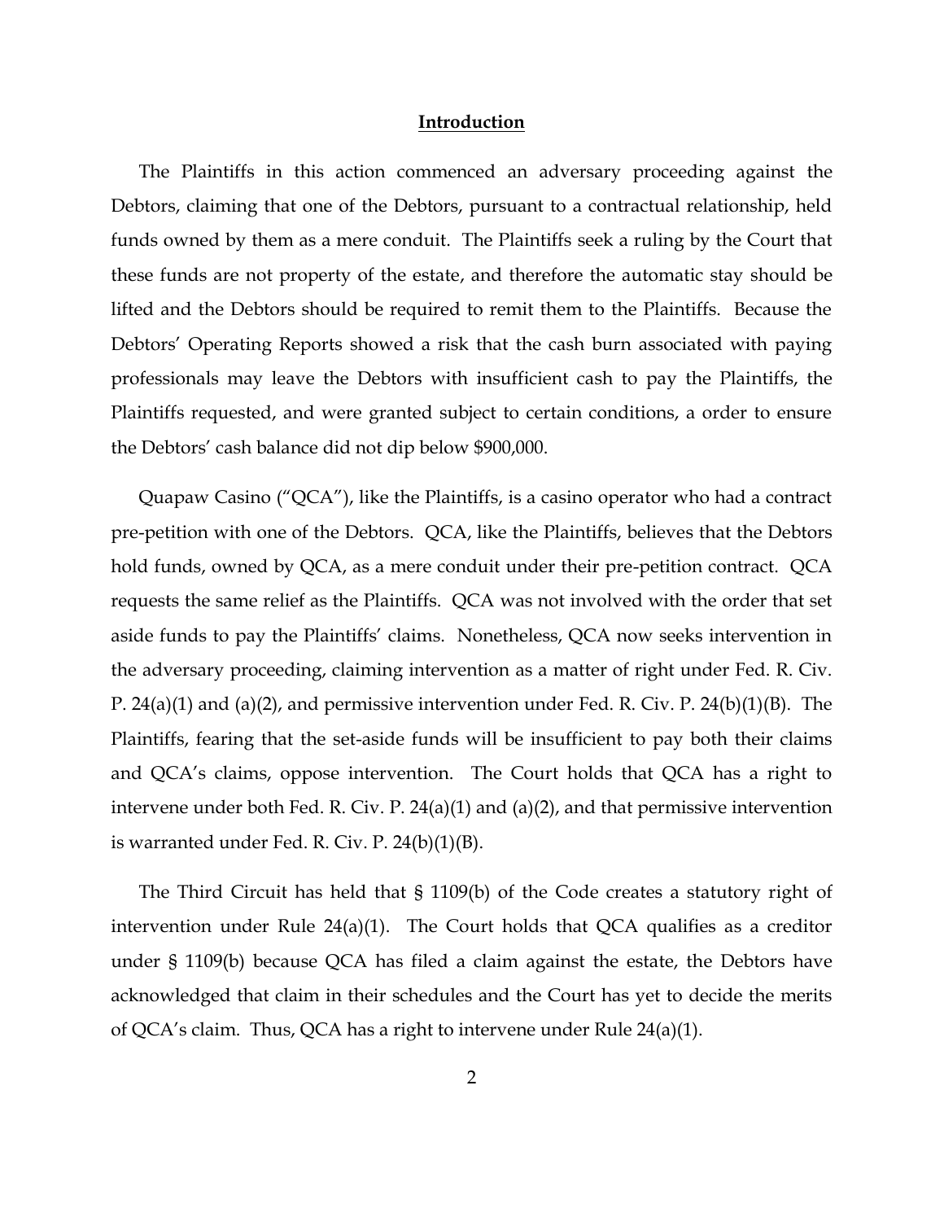## **Introduction**

The Plaintiffs in this action commenced an adversary proceeding against the Debtors, claiming that one of the Debtors, pursuant to a contractual relationship, held funds owned by them as a mere conduit. The Plaintiffs seek a ruling by the Court that these funds are not property of the estate, and therefore the automatic stay should be lifted and the Debtors should be required to remit them to the Plaintiffs. Because the Debtors' Operating Reports showed a risk that the cash burn associated with paying professionals may leave the Debtors with insufficient cash to pay the Plaintiffs, the Plaintiffs requested, and were granted subject to certain conditions, a order to ensure the Debtors' cash balance did not dip below $900,000.

Quapaw Casino ("QCA"), like the Plaintiffs, is a casino operator who had a contract pre-petition with one of the Debtors. QCA, like the Plaintiffs, believes that the Debtors hold funds, owned by QCA, as a mere conduit under their pre-petition contract. QCA requests the same relief as the Plaintiffs. QCA was not involved with the order that set aside funds to pay the Plaintiffs' claims. Nonetheless, QCA now seeks intervention in the adversary proceeding, claiming intervention as a matter of right under Fed. R. Civ. P. 24(a)(1) and (a)(2), and permissive intervention under Fed. R. Civ. P. 24(b)(1)(B). The Plaintiffs, fearing that the set-aside funds will be insufficient to pay both their claims and QCA's claims, oppose intervention. The Court holds that QCA has a right to intervene under both Fed. R. Civ. P. 24(a)(1) and (a)(2), and that permissive intervention is warranted under Fed. R. Civ. P. 24(b)(1)(B).

The Third Circuit has held that § 1109(b) of the Code creates a statutory right of intervention under Rule 24(a)(1). The Court holds that QCA qualifies as a creditor under § 1109(b) because QCA has filed a claim against the estate, the Debtors have acknowledged that claim in their schedules and the Court has yet to decide the merits of QCA's claim. Thus, QCA has a right to intervene under Rule 24(a)(1).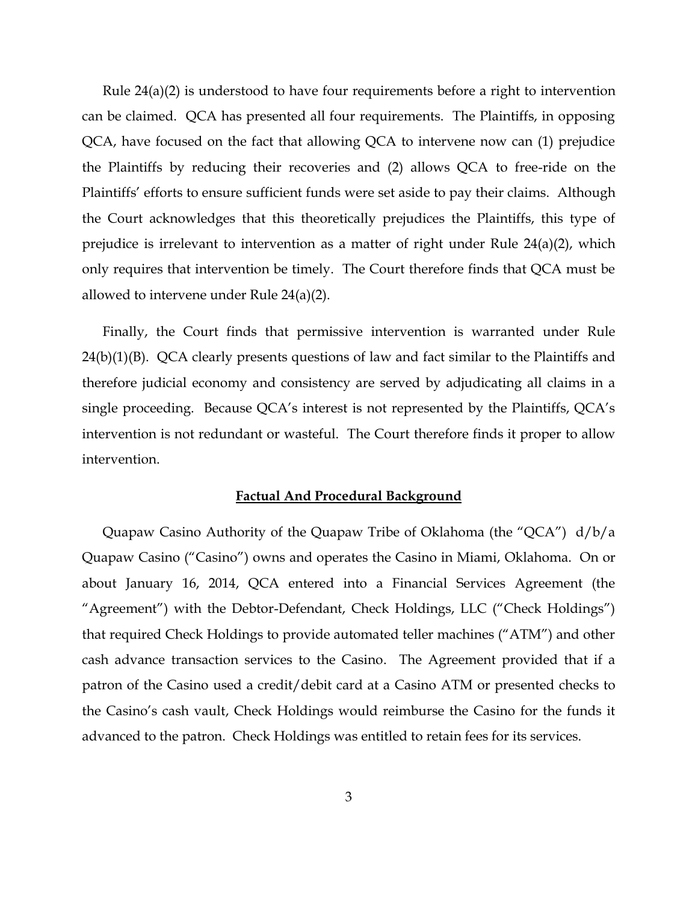Rule 24(a)(2) is understood to have four requirements before a right to intervention can be claimed. QCA has presented all four requirements. The Plaintiffs, in opposing QCA, have focused on the fact that allowing QCA to intervene now can (1) prejudice the Plaintiffs by reducing their recoveries and (2) allows QCA to free-ride on the Plaintiffs' efforts to ensure sufficient funds were set aside to pay their claims. Although the Court acknowledges that this theoretically prejudices the Plaintiffs, this type of prejudice is irrelevant to intervention as a matter of right under Rule 24(a)(2), which only requires that intervention be timely. The Court therefore finds that QCA must be allowed to intervene under Rule 24(a)(2).

Finally, the Court finds that permissive intervention is warranted under Rule 24(b)(1)(B). QCA clearly presents questions of law and fact similar to the Plaintiffs and therefore judicial economy and consistency are served by adjudicating all claims in a single proceeding. Because QCA's interest is not represented by the Plaintiffs, QCA's intervention is not redundant or wasteful. The Court therefore finds it proper to allow intervention.

## **Factual And Procedural Background**

Quapaw Casino Authority of the Quapaw Tribe of Oklahoma (the "QCA") d/b/a Quapaw Casino ("Casino") owns and operates the Casino in Miami, Oklahoma. On or about January 16, 2014, QCA entered into a Financial Services Agreement (the "Agreement") with the Debtor-Defendant, Check Holdings, LLC ("Check Holdings") that required Check Holdings to provide automated teller machines ("ATM") and other cash advance transaction services to the Casino. The Agreement provided that if a patron of the Casino used a credit/debit card at a Casino ATM or presented checks to the Casino's cash vault, Check Holdings would reimburse the Casino for the funds it advanced to the patron. Check Holdings was entitled to retain fees for its services.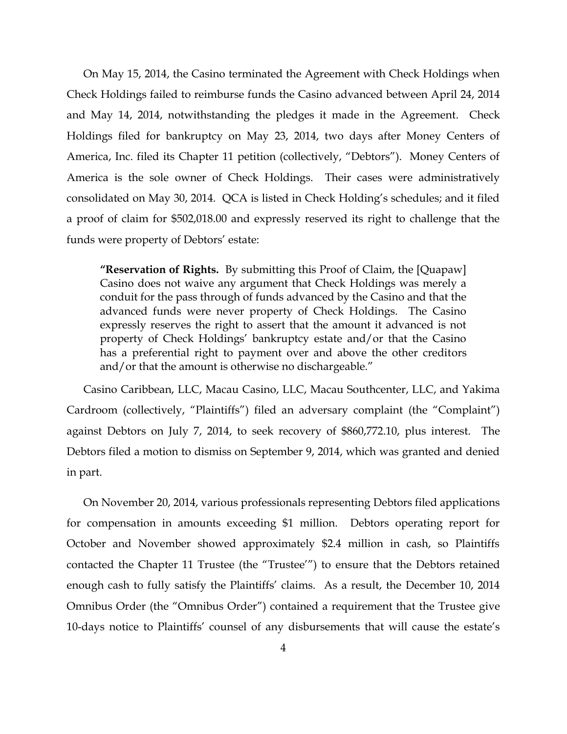On May 15, 2014, the Casino terminated the Agreement with Check Holdings when Check Holdings failed to reimburse funds the Casino advanced between April 24, 2014 and May 14, 2014, notwithstanding the pledges it made in the Agreement. Check Holdings filed for bankruptcy on May 23, 2014, two days after Money Centers of America, Inc. filed its Chapter 11 petition (collectively, "Debtors"). Money Centers of America is the sole owner of Check Holdings. Their cases were administratively consolidated on May 30, 2014. QCA is listed in Check Holding's schedules; and it filed a proof of claim for $502,018.00 and expressly reserved its right to challenge that the funds were property of Debtors' estate:

> **"Reservation of Rights.** By submitting this Proof of Claim, the [Quapaw] Casino does not waive any argument that Check Holdings was merely a conduit for the pass through of funds advanced by the Casino and that the advanced funds were never property of Check Holdings. The Casino expressly reserves the right to assert that the amount it advanced is not property of Check Holdings' bankruptcy estate and/or that the Casino has a preferential right to payment over and above the other creditors and/or that the amount is otherwise no dischargeable."

Casino Caribbean, LLC, Macau Casino, LLC, Macau Southcenter, LLC, and Yakima Cardroom (collectively, "Plaintiffs") filed an adversary complaint (the "Complaint") against Debtors on July 7, 2014, to seek recovery of $860,772.10, plus interest. The Debtors filed a motion to dismiss on September 9, 2014, which was granted and denied in part.

On November 20, 2014, various professionals representing Debtors filed applications for compensation in amounts exceeding $1 million. Debtors operating report for October and November showed approximately $2.4 million in cash, so Plaintiffs contacted the Chapter 11 Trustee (the "Trustee'") to ensure that the Debtors retained enough cash to fully satisfy the Plaintiffs' claims. As a result, the December 10, 2014 Omnibus Order (the "Omnibus Order") contained a requirement that the Trustee give 10-days notice to Plaintiffs' counsel of any disbursements that will cause the estate's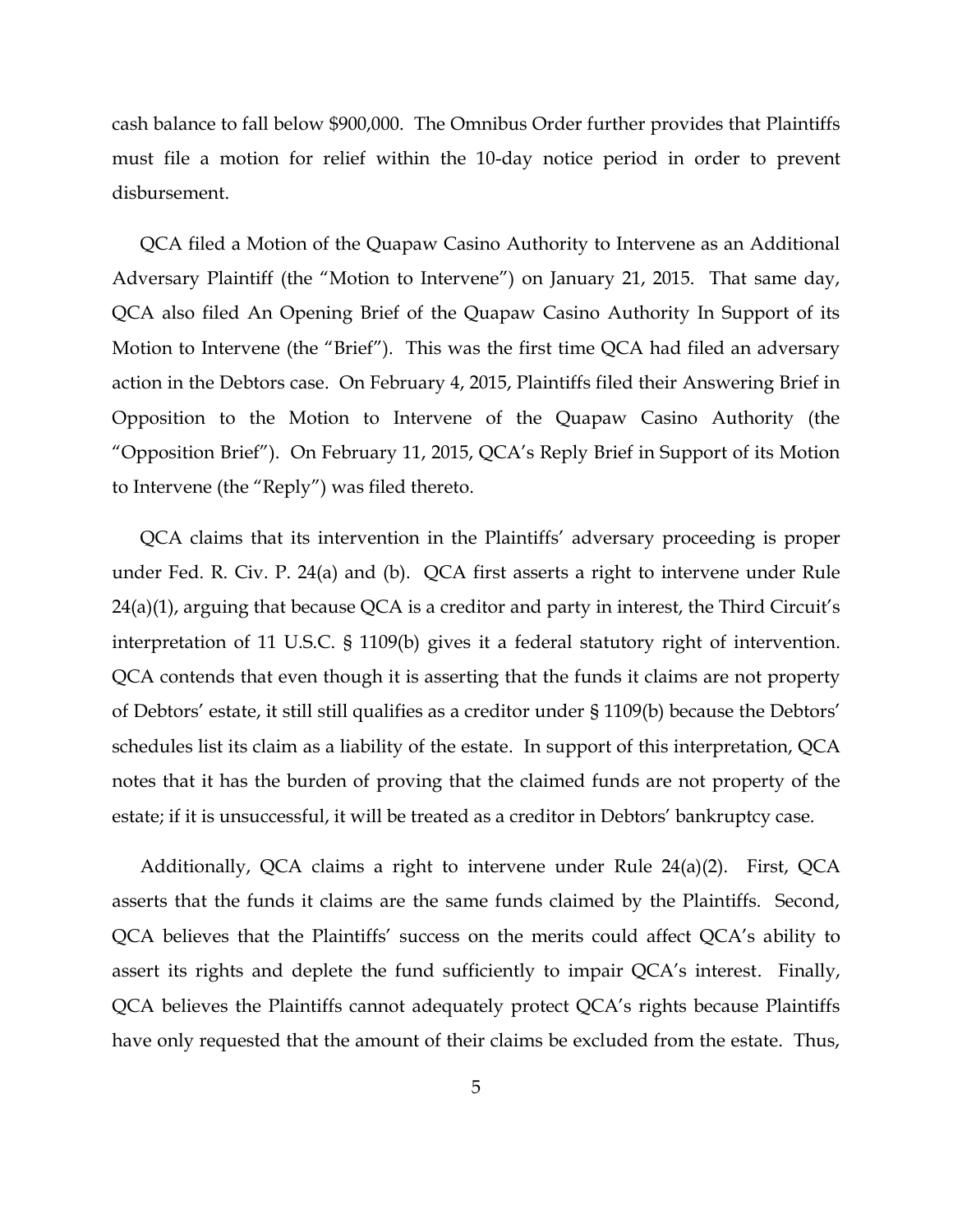cash balance to fall below $900,000. The Omnibus Order further provides that Plaintiffs must file a motion for relief within the 10-day notice period in order to prevent disbursement.

QCA filed a Motion of the Quapaw Casino Authority to Intervene as an Additional Adversary Plaintiff (the "Motion to Intervene") on January 21, 2015. That same day, QCA also filed An Opening Brief of the Quapaw Casino Authority In Support of its Motion to Intervene (the "Brief"). This was the first time QCA had filed an adversary action in the Debtors case. On February 4, 2015, Plaintiffs filed their Answering Brief in Opposition to the Motion to Intervene of the Quapaw Casino Authority (the "Opposition Brief"). On February 11, 2015, QCA's Reply Brief in Support of its Motion to Intervene (the "Reply") was filed thereto.

QCA claims that its intervention in the Plaintiffs' adversary proceeding is proper under Fed. R. Civ. P. 24(a) and (b). QCA first asserts a right to intervene under Rule 24(a)(1), arguing that because QCA is a creditor and party in interest, the Third Circuit's interpretation of 11 U.S.C. § 1109(b) gives it a federal statutory right of intervention. QCA contends that even though it is asserting that the funds it claims are not property of Debtors' estate, it still still qualifies as a creditor under § 1109(b) because the Debtors' schedules list its claim as a liability of the estate. In support of this interpretation, QCA notes that it has the burden of proving that the claimed funds are not property of the estate; if it is unsuccessful, it will be treated as a creditor in Debtors' bankruptcy case.

Additionally, QCA claims a right to intervene under Rule 24(a)(2). First, QCA asserts that the funds it claims are the same funds claimed by the Plaintiffs. Second, QCA believes that the Plaintiffs' success on the merits could affect QCA's ability to assert its rights and deplete the fund sufficiently to impair QCA's interest. Finally, QCA believes the Plaintiffs cannot adequately protect QCA's rights because Plaintiffs have only requested that the amount of their claims be excluded from the estate. Thus,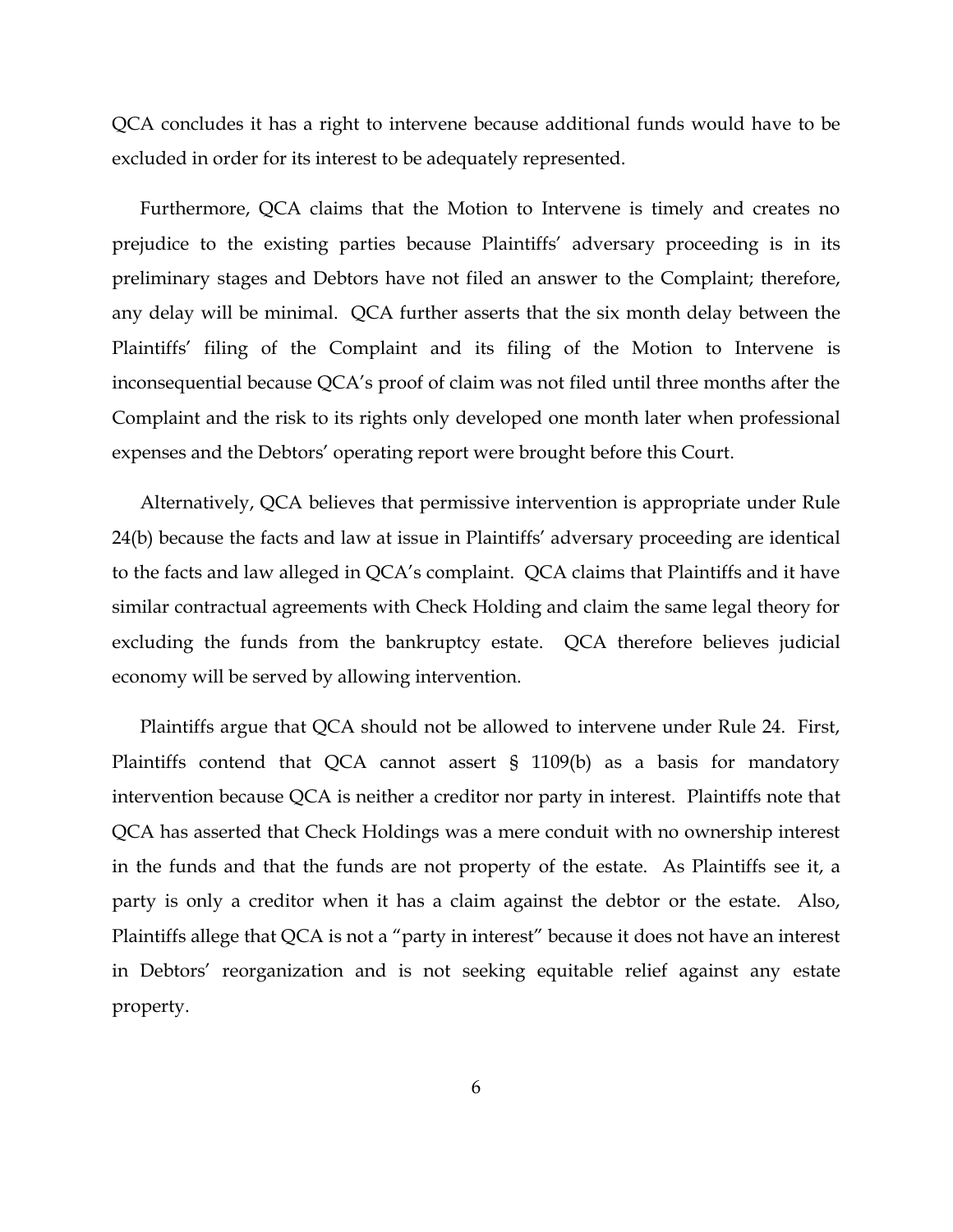QCA concludes it has a right to intervene because additional funds would have to be excluded in order for its interest to be adequately represented.

Furthermore, QCA claims that the Motion to Intervene is timely and creates no prejudice to the existing parties because Plaintiffs' adversary proceeding is in its preliminary stages and Debtors have not filed an answer to the Complaint; therefore, any delay will be minimal. QCA further asserts that the six month delay between the Plaintiffs' filing of the Complaint and its filing of the Motion to Intervene is inconsequential because QCA's proof of claim was not filed until three months after the Complaint and the risk to its rights only developed one month later when professional expenses and the Debtors' operating report were brought before this Court.

Alternatively, QCA believes that permissive intervention is appropriate under Rule 24(b) because the facts and law at issue in Plaintiffs' adversary proceeding are identical to the facts and law alleged in QCA's complaint. QCA claims that Plaintiffs and it have similar contractual agreements with Check Holding and claim the same legal theory for excluding the funds from the bankruptcy estate. QCA therefore believes judicial economy will be served by allowing intervention.

Plaintiffs argue that QCA should not be allowed to intervene under Rule 24. First, Plaintiffs contend that QCA cannot assert § 1109(b) as a basis for mandatory intervention because QCA is neither a creditor nor party in interest. Plaintiffs note that QCA has asserted that Check Holdings was a mere conduit with no ownership interest in the funds and that the funds are not property of the estate. As Plaintiffs see it, a party is only a creditor when it has a claim against the debtor or the estate. Also, Plaintiffs allege that QCA is not a "party in interest" because it does not have an interest in Debtors' reorganization and is not seeking equitable relief against any estate property.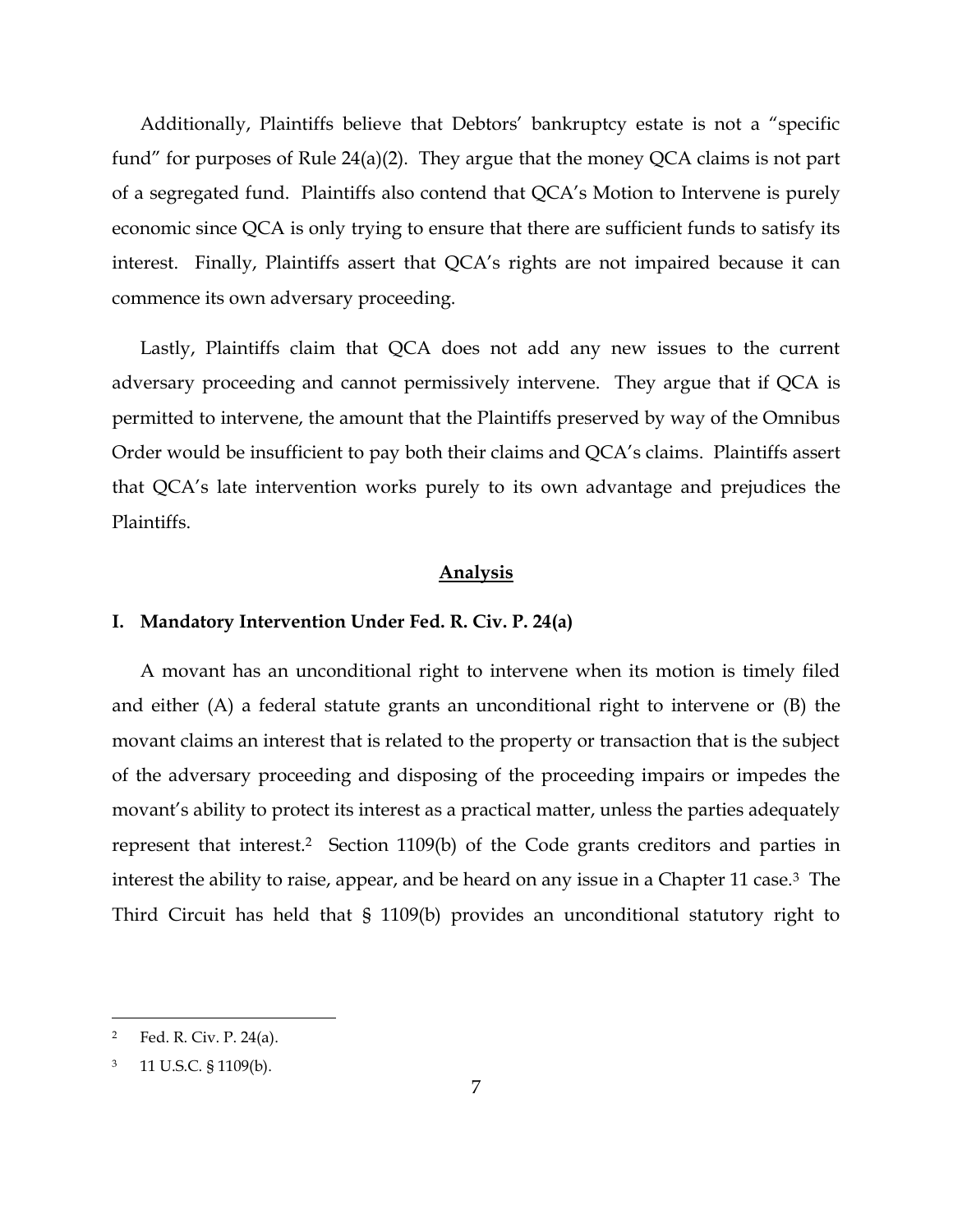Additionally, Plaintiffs believe that Debtors' bankruptcy estate is not a "specific fund" for purposes of Rule 24(a)(2). They argue that the money QCA claims is not part of a segregated fund. Plaintiffs also contend that QCA's Motion to Intervene is purely economic since QCA is only trying to ensure that there are sufficient funds to satisfy its interest. Finally, Plaintiffs assert that QCA's rights are not impaired because it can commence its own adversary proceeding.

Lastly, Plaintiffs claim that QCA does not add any new issues to the current adversary proceeding and cannot permissively intervene. They argue that if QCA is permitted to intervene, the amount that the Plaintiffs preserved by way of the Omnibus Order would be insufficient to pay both their claims and QCA's claims. Plaintiffs assert that QCA's late intervention works purely to its own advantage and prejudices the Plaintiffs.

## Analysis

### I. Mandatory Intervention Under Fed. R. Civ. P. 24(a)

A movant has an unconditional right to intervene when its motion is timely filed and either (A) a federal statute grants an unconditional right to intervene or (B) the movant claims an interest that is related to the property or transaction that is the subject of the adversary proceeding and disposing of the proceeding impairs or impedes the movant's ability to protect its interest as a practical matter, unless the parties adequately represent that interest.[2] Section 1109(b) of the Code grants creditors and parties in interest the ability to raise, appear, and be heard on any issue in a Chapter 11 case.[3] The Third Circuit has held that § 1109(b) provides an unconditional statutory right to

---

[2] Fed. R. Civ. P. 24(a).

[3] 11 U.S.C. § 1109(b).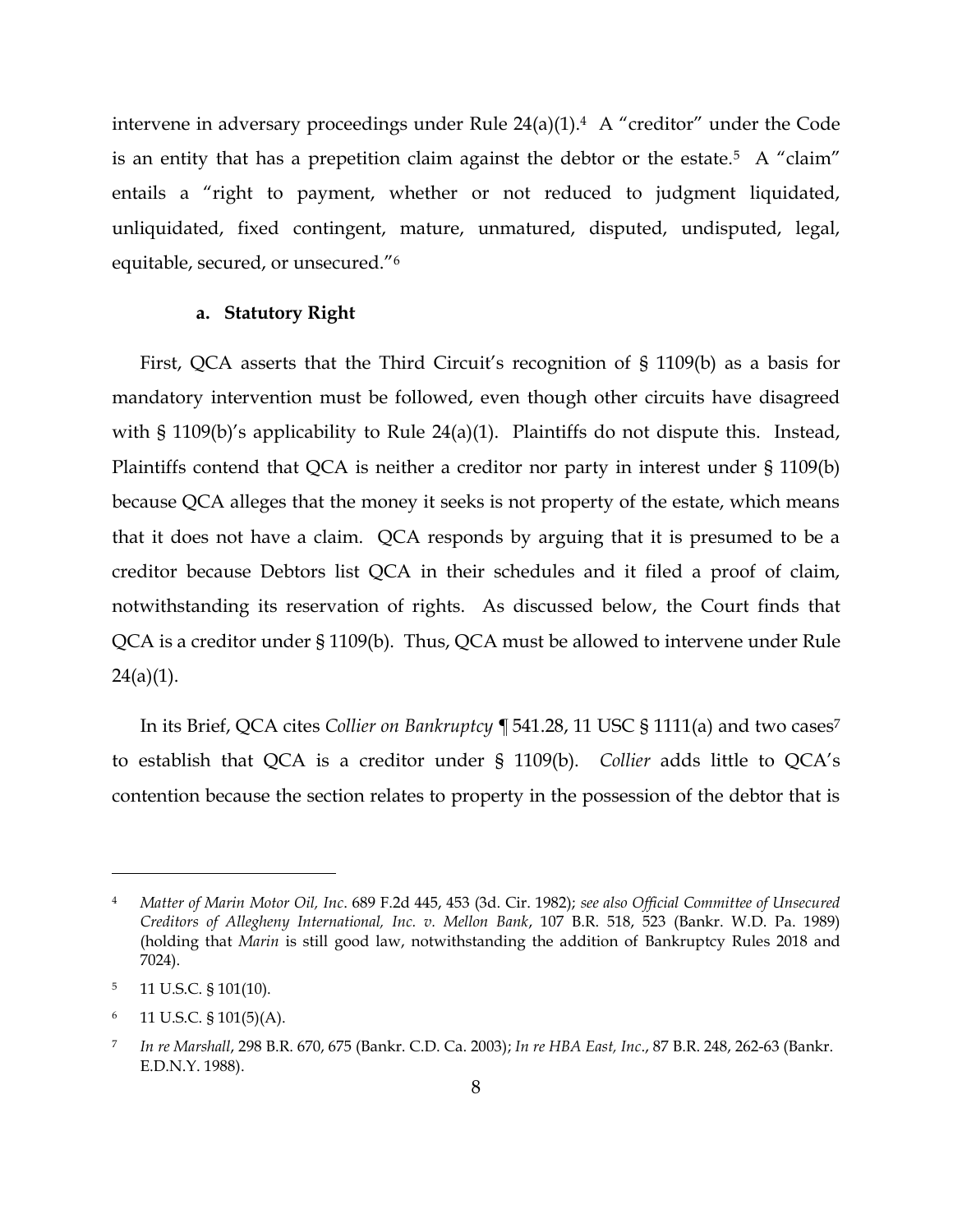intervene in adversary proceedings under Rule 24(a)(1).[4] A "creditor" under the Code is an entity that has a prepetition claim against the debtor or the estate.[5] A "claim" entails a "right to payment, whether or not reduced to judgment liquidated, unliquidated, fixed contingent, mature, unmatured, disputed, undisputed, legal, equitable, secured, or unsecured."[6]

### a. Statutory Right

First, QCA asserts that the Third Circuit's recognition of § 1109(b) as a basis for mandatory intervention must be followed, even though other circuits have disagreed with § 1109(b)'s applicability to Rule 24(a)(1). Plaintiffs do not dispute this. Instead, Plaintiffs contend that QCA is neither a creditor nor party in interest under § 1109(b) because QCA alleges that the money it seeks is not property of the estate, which means that it does not have a claim. QCA responds by arguing that it is presumed to be a creditor because Debtors list QCA in their schedules and it filed a proof of claim, notwithstanding its reservation of rights. As discussed below, the Court finds that QCA is a creditor under § 1109(b). Thus, QCA must be allowed to intervene under Rule 24(a)(1).

In its Brief, QCA cites *Collier on Bankruptcy* ¶ 541.28, 11 USC § 1111(a) and two cases[7] to establish that QCA is a creditor under § 1109(b). *Collier* adds little to QCA's contention because the section relates to property in the possession of the debtor that is

---

[4] *Matter of Marin Motor Oil, Inc*. 689 F.2d 445, 453 (3d. Cir. 1982); *see also Official Committee of Unsecured Creditors of Allegheny International, Inc. v. Mellon Bank*, 107 B.R. 518, 523 (Bankr. W.D. Pa. 1989) (holding that *Marin* is still good law, notwithstanding the addition of Bankruptcy Rules 2018 and 7024).

[5] 11 U.S.C. § 101(10).

[6] 11 U.S.C. § 101(5)(A).

[7] *In re Marshall*, 298 B.R. 670, 675 (Bankr. C.D. Ca. 2003); *In re HBA East, Inc*., 87 B.R. 248, 262-63 (Bankr. E.D.N.Y. 1988).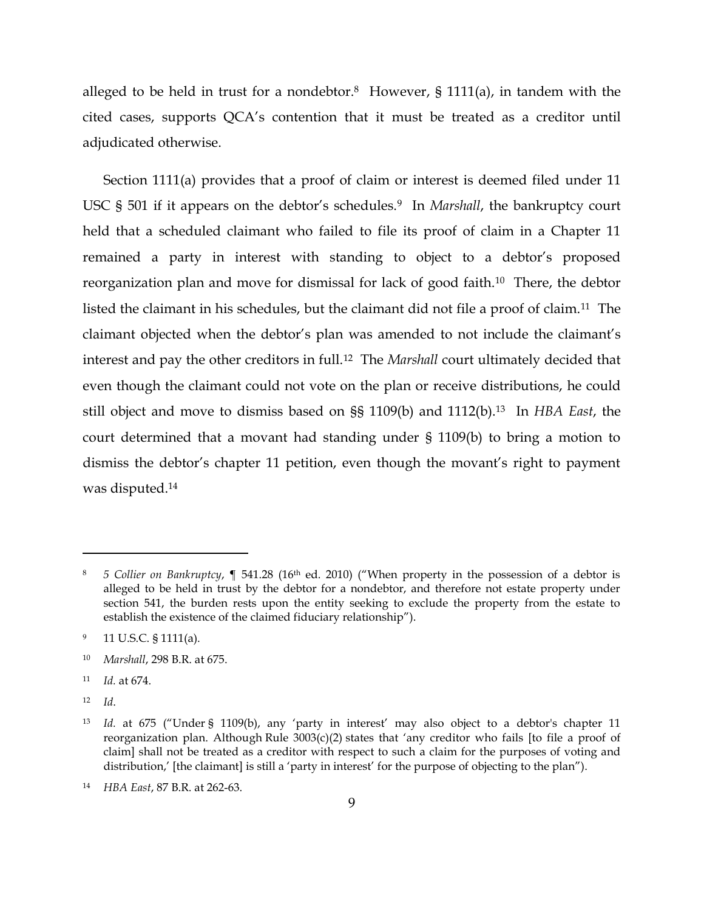alleged to be held in trust for a nondebtor.[8] However, § 1111(a), in tandem with the cited cases, supports QCA's contention that it must be treated as a creditor until adjudicated otherwise.

Section 1111(a) provides that a proof of claim or interest is deemed filed under 11 USC § 501 if it appears on the debtor's schedules.[9] In *Marshall*, the bankruptcy court held that a scheduled claimant who failed to file its proof of claim in a Chapter 11 remained a party in interest with standing to object to a debtor's proposed reorganization plan and move for dismissal for lack of good faith.[10] There, the debtor listed the claimant in his schedules, but the claimant did not file a proof of claim.[11] The claimant objected when the debtor's plan was amended to not include the claimant's interest and pay the other creditors in full.[12] The *Marshall* court ultimately decided that even though the claimant could not vote on the plan or receive distributions, he could still object and move to dismiss based on §§ 1109(b) and 1112(b).[13] In *HBA East*, the court determined that a movant had standing under § 1109(b) to bring a motion to dismiss the debtor's chapter 11 petition, even though the movant's right to payment was disputed.[14]

---

[8] *5 Collier on Bankruptcy*, ¶ 541.28 (16th ed. 2010) ("When property in the possession of a debtor is alleged to be held in trust by the debtor for a nondebtor, and therefore not estate property under section 541, the burden rests upon the entity seeking to exclude the property from the estate to establish the existence of the claimed fiduciary relationship").

[9] 11 U.S.C. § 1111(a).

[10] *Marshall*, 298 B.R. at 675.

[11] *Id.* at 674.

[12] *Id*.

[13] *Id.* at 675 ("Under § 1109(b), any 'party in interest' may also object to a debtor's chapter 11 reorganization plan. Although Rule 3003(c)(2) states that 'any creditor who fails [to file a proof of claim] shall not be treated as a creditor with respect to such a claim for the purposes of voting and distribution,' [the claimant] is still a 'party in interest' for the purpose of objecting to the plan").

[14] *HBA East*, 87 B.R. at 262-63.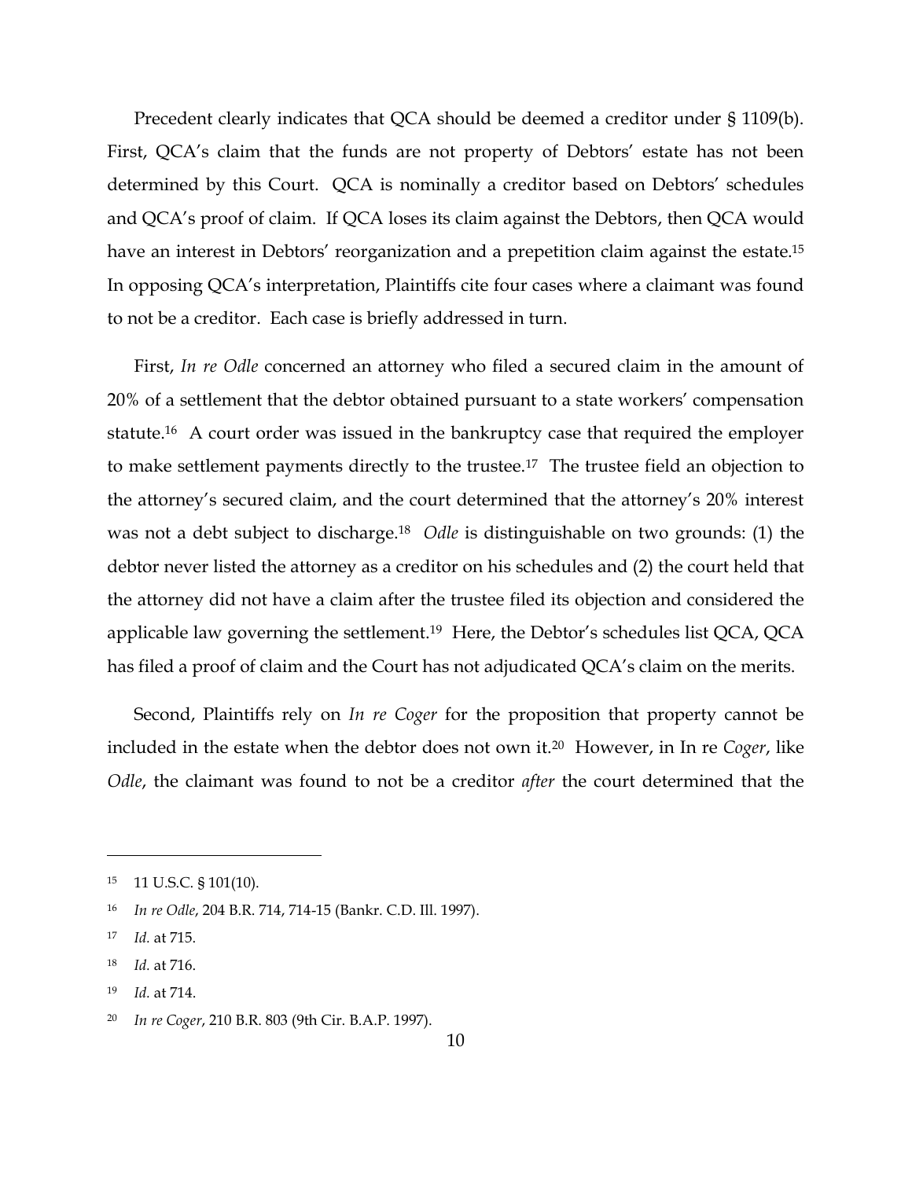Precedent clearly indicates that QCA should be deemed a creditor under § 1109(b). First, QCA's claim that the funds are not property of Debtors' estate has not been determined by this Court. QCA is nominally a creditor based on Debtors' schedules and QCA's proof of claim. If QCA loses its claim against the Debtors, then QCA would have an interest in Debtors' reorganization and a prepetition claim against the estate.[15] In opposing QCA's interpretation, Plaintiffs cite four cases where a claimant was found to not be a creditor. Each case is briefly addressed in turn.

First, *In re Odle* concerned an attorney who filed a secured claim in the amount of 20% of a settlement that the debtor obtained pursuant to a state workers' compensation statute.[16] A court order was issued in the bankruptcy case that required the employer to make settlement payments directly to the trustee.[17] The trustee field an objection to the attorney's secured claim, and the court determined that the attorney's 20% interest was not a debt subject to discharge.[18] *Odle* is distinguishable on two grounds: (1) the debtor never listed the attorney as a creditor on his schedules and (2) the court held that the attorney did not have a claim after the trustee filed its objection and considered the applicable law governing the settlement.[19] Here, the Debtor's schedules list QCA, QCA has filed a proof of claim and the Court has not adjudicated QCA's claim on the merits.

Second, Plaintiffs rely on *In re Coger* for the proposition that property cannot be included in the estate when the debtor does not own it.[20] However, in In re *Coger*, like *Odle*, the claimant was found to not be a creditor *after* the court determined that the

---

[15] 11 U.S.C. § 101(10).

[16] *In re Odle*, 204 B.R. 714, 714-15 (Bankr. C.D. Ill. 1997).

[17] *Id.* at 715.

[18] *Id.* at 716.

[19] *Id.* at 714.

[20] *In re Coger*, 210 B.R. 803 (9th Cir. B.A.P. 1997).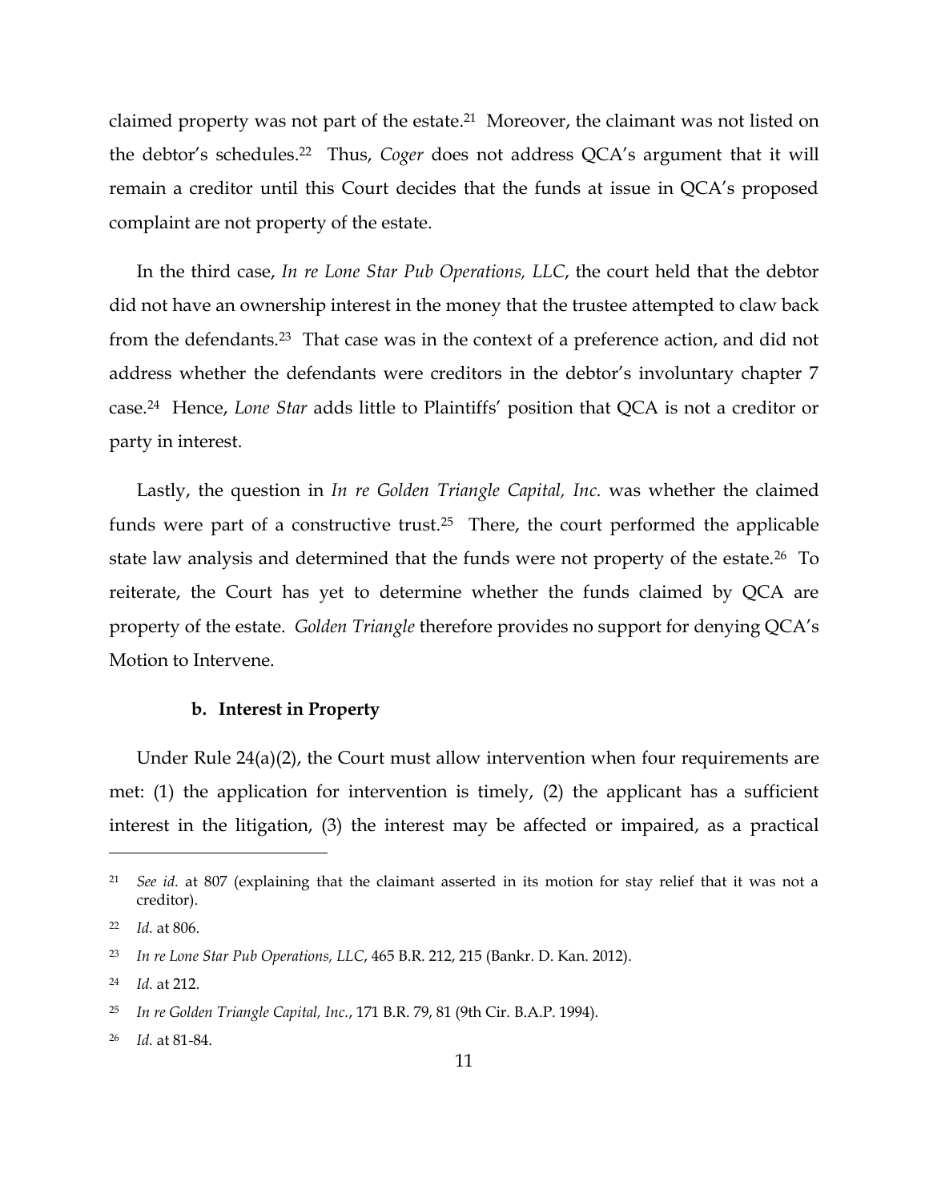claimed property was not part of the estate.[21] Moreover, the claimant was not listed on the debtor's schedules.[22] Thus, *Coger* does not address QCA's argument that it will remain a creditor until this Court decides that the funds at issue in QCA's proposed complaint are not property of the estate.

In the third case, *In re Lone Star Pub Operations, LLC*, the court held that the debtor did not have an ownership interest in the money that the trustee attempted to claw back from the defendants.[23] That case was in the context of a preference action, and did not address whether the defendants were creditors in the debtor's involuntary chapter 7 case.[24] Hence, *Lone Star* adds little to Plaintiffs' position that QCA is not a creditor or party in interest.

Lastly, the question in *In re Golden Triangle Capital, Inc.* was whether the claimed funds were part of a constructive trust.[25] There, the court performed the applicable state law analysis and determined that the funds were not property of the estate.[26] To reiterate, the Court has yet to determine whether the funds claimed by QCA are property of the estate. *Golden Triangle* therefore provides no support for denying QCA's Motion to Intervene.

**b. Interest in Property**

Under Rule 24(a)(2), the Court must allow intervention when four requirements are met: (1) the application for intervention is timely, (2) the applicant has a sufficient interest in the litigation, (3) the interest may be affected or impaired, as a practical

---

[21] *See id.* at 807 (explaining that the claimant asserted in its motion for stay relief that it was not a creditor).

[22] *Id.* at 806.

[23] *In re Lone Star Pub Operations, LLC*, 465 B.R. 212, 215 (Bankr. D. Kan. 2012).

[24] *Id.* at 212.

[25] *In re Golden Triangle Capital, Inc.*, 171 B.R. 79, 81 (9th Cir. B.A.P. 1994).

[26] *Id.* at 81-84.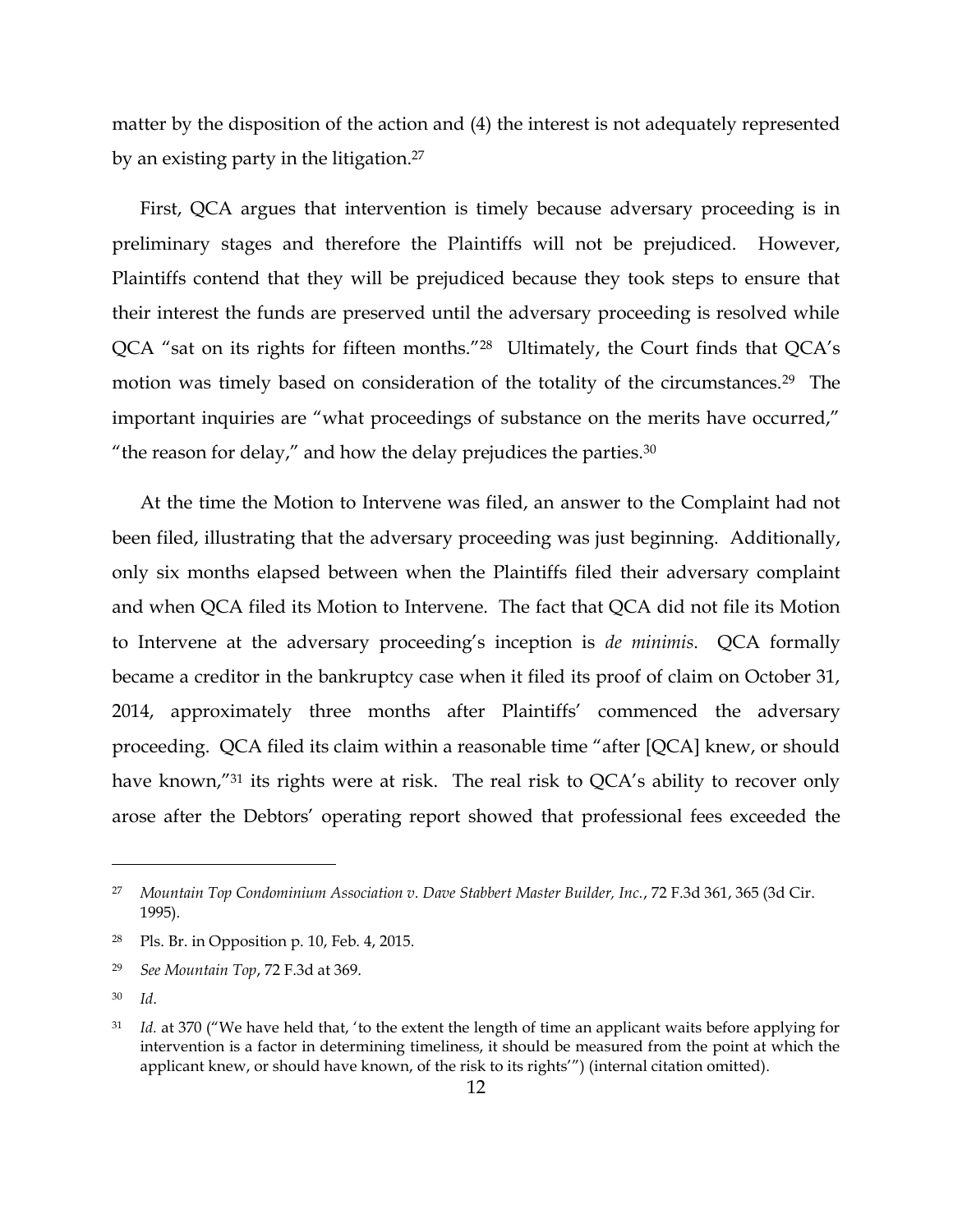matter by the disposition of the action and (4) the interest is not adequately represented by an existing party in the litigation.[27]

First, QCA argues that intervention is timely because adversary proceeding is in preliminary stages and therefore the Plaintiffs will not be prejudiced. However, Plaintiffs contend that they will be prejudiced because they took steps to ensure that their interest the funds are preserved until the adversary proceeding is resolved while QCA "sat on its rights for fifteen months."[28] Ultimately, the Court finds that QCA's motion was timely based on consideration of the totality of the circumstances.[29] The important inquiries are "what proceedings of substance on the merits have occurred," "the reason for delay," and how the delay prejudices the parties.[30]

At the time the Motion to Intervene was filed, an answer to the Complaint had not been filed, illustrating that the adversary proceeding was just beginning. Additionally, only six months elapsed between when the Plaintiffs filed their adversary complaint and when QCA filed its Motion to Intervene. The fact that QCA did not file its Motion to Intervene at the adversary proceeding's inception is *de minimis*. QCA formally became a creditor in the bankruptcy case when it filed its proof of claim on October 31, 2014, approximately three months after Plaintiffs' commenced the adversary proceeding. QCA filed its claim within a reasonable time "after [QCA] knew, or should have known,"[31] its rights were at risk. The real risk to QCA's ability to recover only arose after the Debtors' operating report showed that professional fees exceeded the

---

[27] *Mountain Top Condominium Association v. Dave Stabbert Master Builder, Inc.*, 72 F.3d 361, 365 (3d Cir. 1995).

[28] Pls. Br. in Opposition p. 10, Feb. 4, 2015.

[29] *See Mountain Top*, 72 F.3d at 369.

[30] *Id*.

[31] *Id.* at 370 ("We have held that, 'to the extent the length of time an applicant waits before applying for intervention is a factor in determining timeliness, it should be measured from the point at which the applicant knew, or should have known, of the risk to its rights'") (internal citation omitted).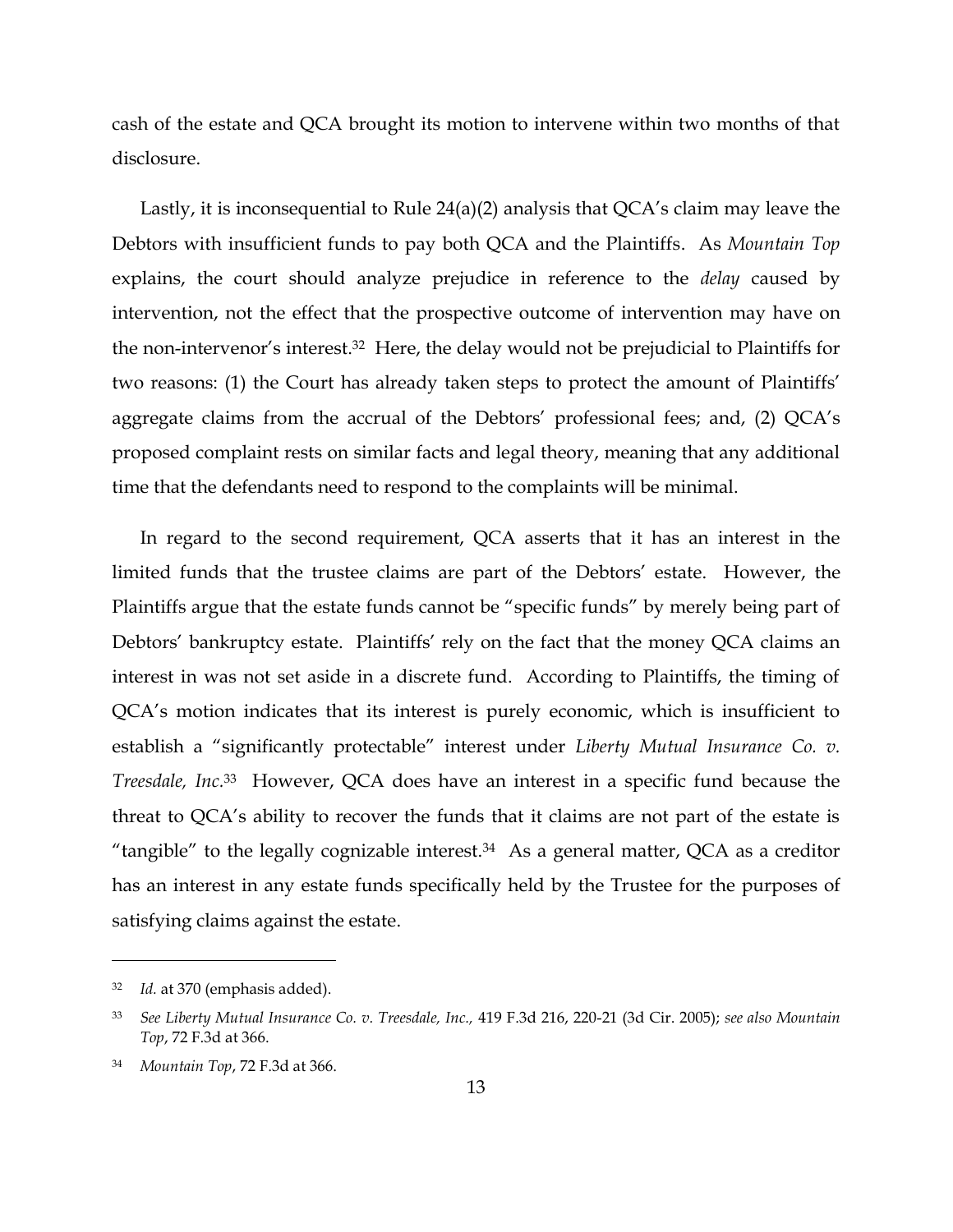cash of the estate and QCA brought its motion to intervene within two months of that disclosure.

Lastly, it is inconsequential to Rule 24(a)(2) analysis that QCA's claim may leave the Debtors with insufficient funds to pay both QCA and the Plaintiffs. As *Mountain Top* explains, the court should analyze prejudice in reference to the *delay* caused by intervention, not the effect that the prospective outcome of intervention may have on the non-intervenor's interest.[32] Here, the delay would not be prejudicial to Plaintiffs for two reasons: (1) the Court has already taken steps to protect the amount of Plaintiffs' aggregate claims from the accrual of the Debtors' professional fees; and, (2) QCA's proposed complaint rests on similar facts and legal theory, meaning that any additional time that the defendants need to respond to the complaints will be minimal.

In regard to the second requirement, QCA asserts that it has an interest in the limited funds that the trustee claims are part of the Debtors' estate. However, the Plaintiffs argue that the estate funds cannot be "specific funds" by merely being part of Debtors' bankruptcy estate. Plaintiffs' rely on the fact that the money QCA claims an interest in was not set aside in a discrete fund. According to Plaintiffs, the timing of QCA's motion indicates that its interest is purely economic, which is insufficient to establish a "significantly protectable" interest under *Liberty Mutual Insurance Co. v. Treesdale, Inc*.[33] However, QCA does have an interest in a specific fund because the threat to QCA's ability to recover the funds that it claims are not part of the estate is "tangible" to the legally cognizable interest.[34] As a general matter, QCA as a creditor has an interest in any estate funds specifically held by the Trustee for the purposes of satisfying claims against the estate.

---

[32] *Id.* at 370 (emphasis added).

[33] *See Liberty Mutual Insurance Co. v. Treesdale, Inc.,* 419 F.3d 216, 220-21 (3d Cir. 2005); *see also Mountain Top*, 72 F.3d at 366.

[34] *Mountain Top*, 72 F.3d at 366.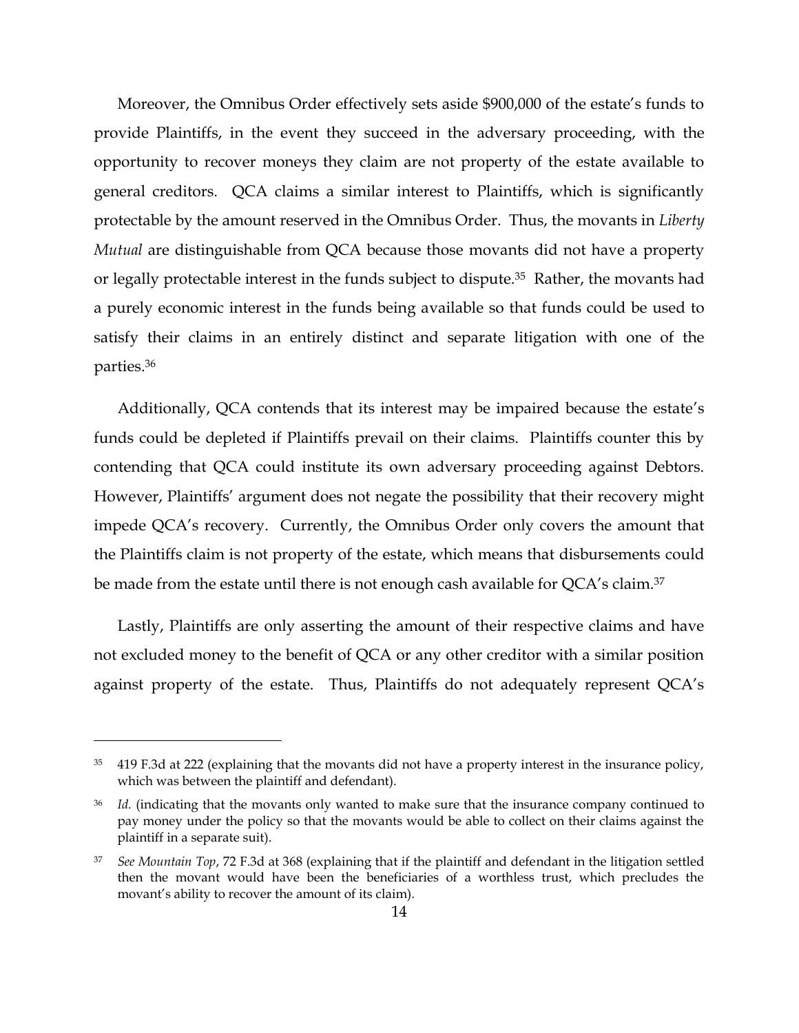Moreover, the Omnibus Order effectively sets aside $900,000 of the estate's funds to provide Plaintiffs, in the event they succeed in the adversary proceeding, with the opportunity to recover moneys they claim are not property of the estate available to general creditors. QCA claims a similar interest to Plaintiffs, which is significantly protectable by the amount reserved in the Omnibus Order. Thus, the movants in *Liberty Mutual* are distinguishable from QCA because those movants did not have a property or legally protectable interest in the funds subject to dispute.[35] Rather, the movants had a purely economic interest in the funds being available so that funds could be used to satisfy their claims in an entirely distinct and separate litigation with one of the parties.[36]

Additionally, QCA contends that its interest may be impaired because the estate's funds could be depleted if Plaintiffs prevail on their claims. Plaintiffs counter this by contending that QCA could institute its own adversary proceeding against Debtors. However, Plaintiffs' argument does not negate the possibility that their recovery might impede QCA's recovery. Currently, the Omnibus Order only covers the amount that the Plaintiffs claim is not property of the estate, which means that disbursements could be made from the estate until there is not enough cash available for QCA's claim.[37]

Lastly, Plaintiffs are only asserting the amount of their respective claims and have not excluded money to the benefit of QCA or any other creditor with a similar position against property of the estate. Thus, Plaintiffs do not adequately represent QCA's

---

[35] 419 F.3d at 222 (explaining that the movants did not have a property interest in the insurance policy, which was between the plaintiff and defendant).

[36] *Id.* (indicating that the movants only wanted to make sure that the insurance company continued to pay money under the policy so that the movants would be able to collect on their claims against the plaintiff in a separate suit).

[37] *See Mountain Top*, 72 F.3d at 368 (explaining that if the plaintiff and defendant in the litigation settled then the movant would have been the beneficiaries of a worthless trust, which precludes the movant's ability to recover the amount of its claim).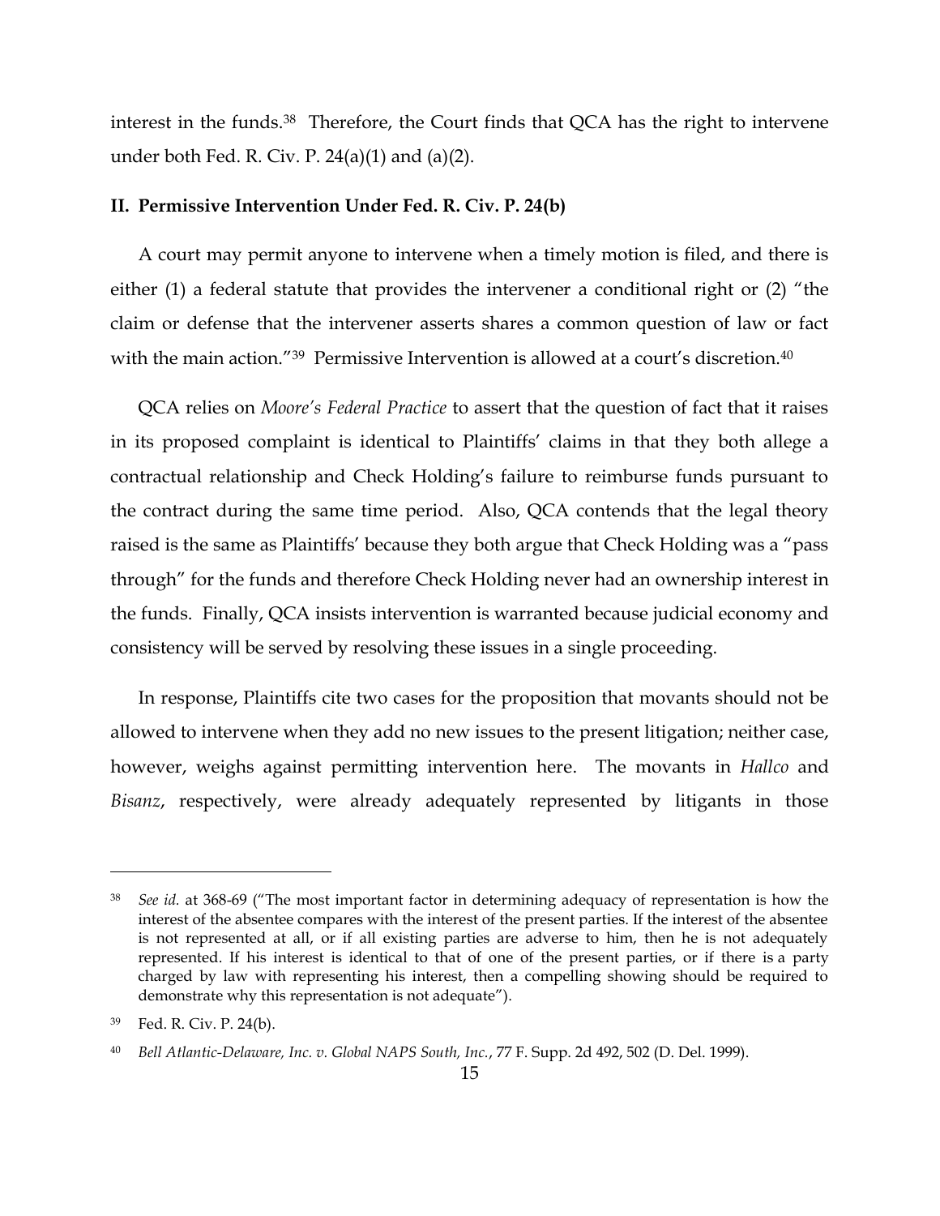interest in the funds.[38] Therefore, the Court finds that QCA has the right to intervene under both Fed. R. Civ. P. 24(a)(1) and (a)(2).

**II. Permissive Intervention Under Fed. R. Civ. P. 24(b)**

A court may permit anyone to intervene when a timely motion is filed, and there is either (1) a federal statute that provides the intervener a conditional right or (2) "the claim or defense that the intervener asserts shares a common question of law or fact with the main action."[39] Permissive Intervention is allowed at a court's discretion.[40]

QCA relies on *Moore's Federal Practice* to assert that the question of fact that it raises in its proposed complaint is identical to Plaintiffs' claims in that they both allege a contractual relationship and Check Holding's failure to reimburse funds pursuant to the contract during the same time period. Also, QCA contends that the legal theory raised is the same as Plaintiffs' because they both argue that Check Holding was a "pass through" for the funds and therefore Check Holding never had an ownership interest in the funds. Finally, QCA insists intervention is warranted because judicial economy and consistency will be served by resolving these issues in a single proceeding.

In response, Plaintiffs cite two cases for the proposition that movants should not be allowed to intervene when they add no new issues to the present litigation; neither case, however, weighs against permitting intervention here. The movants in *Hallco* and *Bisanz*, respectively, were already adequately represented by litigants in those

---

[38] *See id.* at 368-69 ("The most important factor in determining adequacy of representation is how the interest of the absentee compares with the interest of the present parties. If the interest of the absentee is not represented at all, or if all existing parties are adverse to him, then he is not adequately represented. If his interest is identical to that of one of the present parties, or if there is a party charged by law with representing his interest, then a compelling showing should be required to demonstrate why this representation is not adequate").

[39] Fed. R. Civ. P. 24(b).

[40] *Bell Atlantic-Delaware, Inc. v. Global NAPS South, Inc.*, 77 F. Supp. 2d 492, 502 (D. Del. 1999).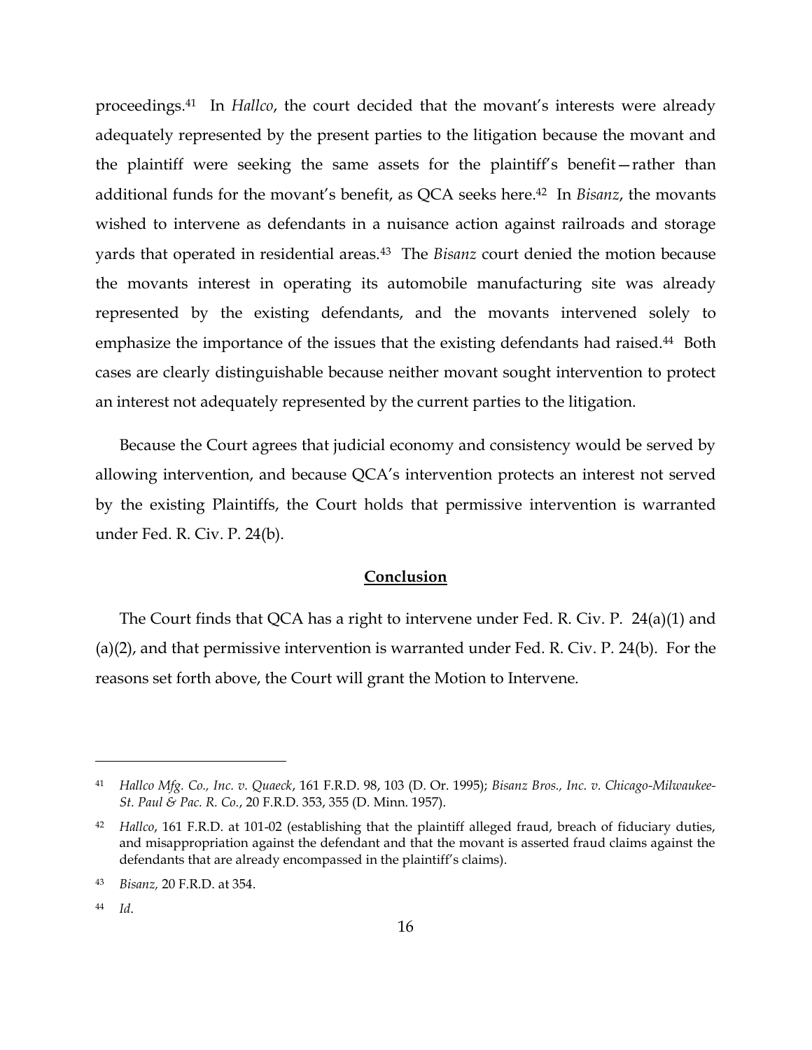proceedings.[41] In *Hallco*, the court decided that the movant's interests were already adequately represented by the present parties to the litigation because the movant and the plaintiff were seeking the same assets for the plaintiff's benefit—rather than additional funds for the movant's benefit, as QCA seeks here.[42] In *Bisanz*, the movants wished to intervene as defendants in a nuisance action against railroads and storage yards that operated in residential areas.[43] The *Bisanz* court denied the motion because the movants interest in operating its automobile manufacturing site was already represented by the existing defendants, and the movants intervened solely to emphasize the importance of the issues that the existing defendants had raised.[44] Both cases are clearly distinguishable because neither movant sought intervention to protect an interest not adequately represented by the current parties to the litigation.

Because the Court agrees that judicial economy and consistency would be served by allowing intervention, and because QCA's intervention protects an interest not served by the existing Plaintiffs, the Court holds that permissive intervention is warranted under Fed. R. Civ. P. 24(b).

## Conclusion

The Court finds that QCA has a right to intervene under Fed. R. Civ. P. 24(a)(1) and (a)(2), and that permissive intervention is warranted under Fed. R. Civ. P. 24(b). For the reasons set forth above, the Court will grant the Motion to Intervene.

---

[41] *Hallco Mfg. Co., Inc. v. Quaeck*, 161 F.R.D. 98, 103 (D. Or. 1995); *Bisanz Bros., Inc. v. Chicago-Milwaukee-St. Paul & Pac. R. Co.*, 20 F.R.D. 353, 355 (D. Minn. 1957).

[42] *Hallco*, 161 F.R.D. at 101-02 (establishing that the plaintiff alleged fraud, breach of fiduciary duties, and misappropriation against the defendant and that the movant is asserted fraud claims against the defendants that are already encompassed in the plaintiff's claims).

[43] *Bisanz*, 20 F.R.D. at 354.

[44] *Id*.